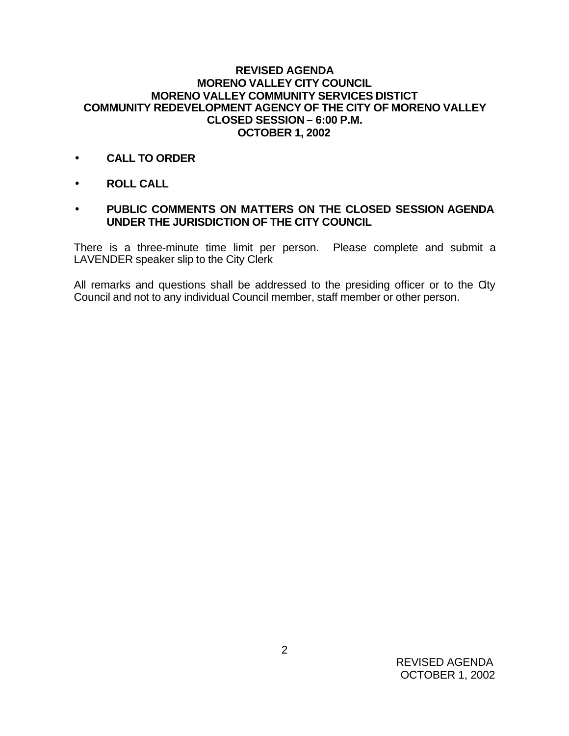**REVISED AGENDA**
**MORENO VALLEY CITY COUNCIL**
**MORENO VALLEY COMMUNITY SERVICES DISTICT**
**COMMUNITY REDEVELOPMENT AGENCY OF THE CITY OF MORENO VALLEY**
**CLOSED SESSION – 6:00 P.M.**
**OCTOBER 1, 2002**

- **CALL TO ORDER**
- **ROLL CALL**
- **PUBLIC COMMENTS ON MATTERS ON THE CLOSED SESSION AGENDA UNDER THE JURISDICTION OF THE CITY COUNCIL**

There is a three-minute time limit per person. Please complete and submit a LAVENDER speaker slip to the City Clerk

All remarks and questions shall be addressed to the presiding officer or to the City Council and not to any individual Council member, staff member or other person.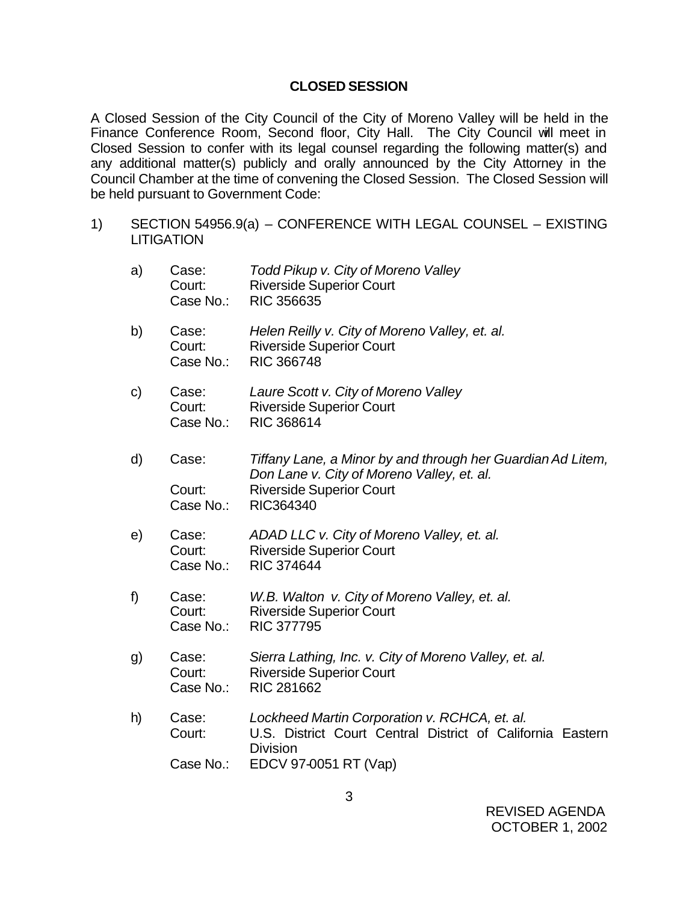**CLOSED SESSION**

A Closed Session of the City Council of the City of Moreno Valley will be held in the Finance Conference Room, Second floor, City Hall. The City Council will meet in Closed Session to confer with its legal counsel regarding the following matter(s) and any additional matter(s) publicly and orally announced by the City Attorney in the Council Chamber at the time of convening the Closed Session. The Closed Session will be held pursuant to Government Code:

1) SECTION 54956.9(a) – CONFERENCE WITH LEGAL COUNSEL – EXISTING LITIGATION

   a) Case: *Todd Pikup v. City of Moreno Valley*
      Court: Riverside Superior Court
      Case No.: RIC 356635

   b) Case: *Helen Reilly v. City of Moreno Valley, et. al.*
      Court: Riverside Superior Court
      Case No.: RIC 366748

   c) Case: *Laure Scott v. City of Moreno Valley*
      Court: Riverside Superior Court
      Case No.: RIC 368614

   d) Case: *Tiffany Lane, a Minor by and through her Guardian Ad Litem, Don Lane v. City of Moreno Valley, et. al.*
      Court: Riverside Superior Court
      Case No.: RIC364340

   e) Case: *ADAD LLC v. City of Moreno Valley, et. al.*
      Court: Riverside Superior Court
      Case No.: RIC 374644

   f) Case: *W.B. Walton v. City of Moreno Valley, et. al.*
      Court: Riverside Superior Court
      Case No.: RIC 377795

   g) Case: *Sierra Lathing, Inc. v. City of Moreno Valley, et. al.*
      Court: Riverside Superior Court
      Case No.: RIC 281662

   h) Case: *Lockheed Martin Corporation v. RCHCA, et. al.*
      Court: U.S. District Court Central District of California Eastern Division
      Case No.: EDCV 97-0051 RT (Vap)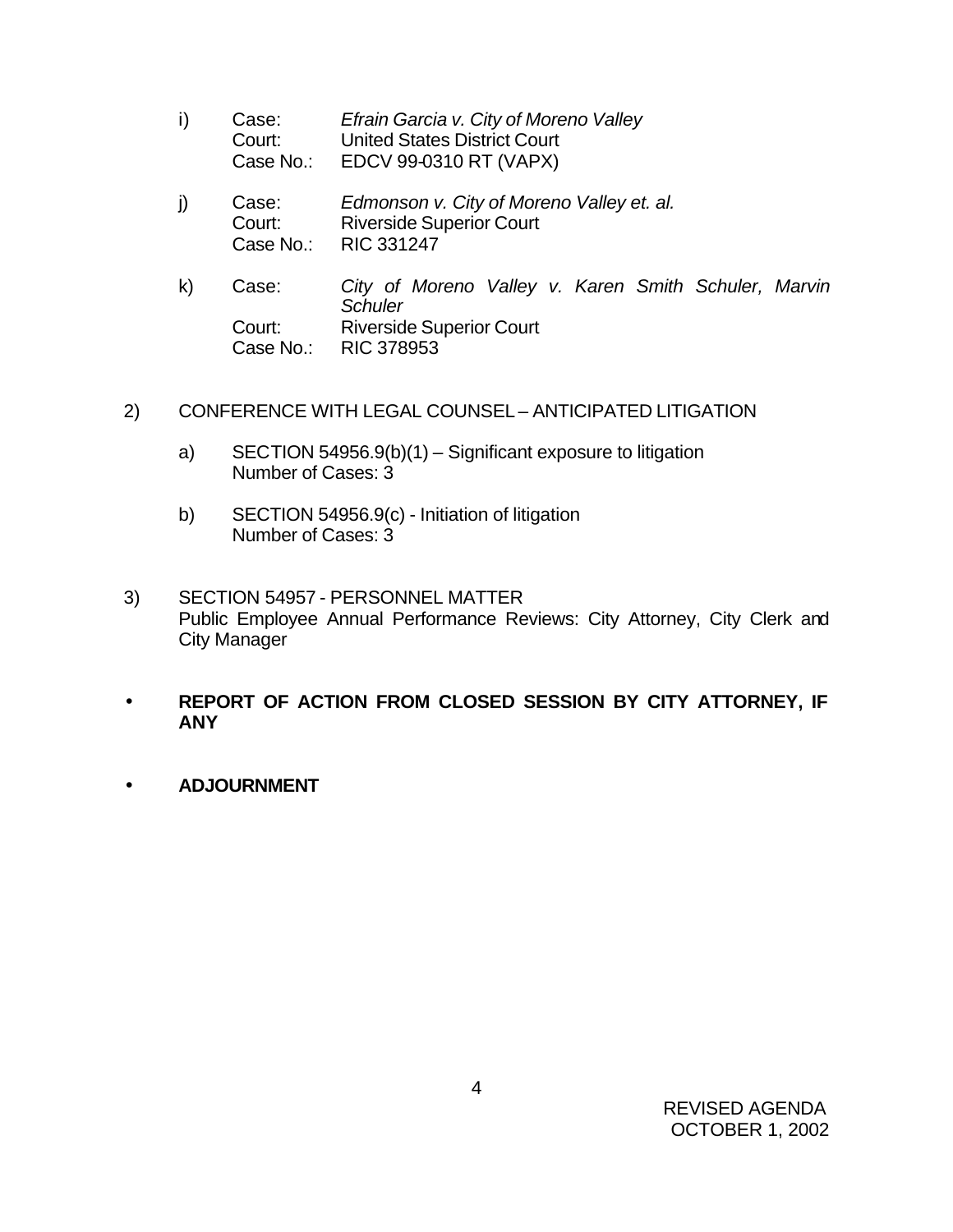i) Case: *Efrain Garcia v. City of Moreno Valley*
   Court: United States District Court
   Case No.: EDCV 99-0310 RT (VAPX)

j) Case: *Edmonson v. City of Moreno Valley et. al.*
   Court: Riverside Superior Court
   Case No.: RIC 331247

k) Case: *City of Moreno Valley v. Karen Smith Schuler, Marvin Schuler*
   Court: Riverside Superior Court
   Case No.: RIC 378953

2) CONFERENCE WITH LEGAL COUNSEL – ANTICIPATED LITIGATION

   a) SECTION 54956.9(b)(1) – Significant exposure to litigation
      Number of Cases: 3

   b) SECTION 54956.9(c) - Initiation of litigation
      Number of Cases: 3

3) SECTION 54957 - PERSONNEL MATTER
   Public Employee Annual Performance Reviews: City Attorney, City Clerk and City Manager

- **REPORT OF ACTION FROM CLOSED SESSION BY CITY ATTORNEY, IF ANY**

- **ADJOURNMENT**

REVISED AGENDA
OCTOBER 1, 2002